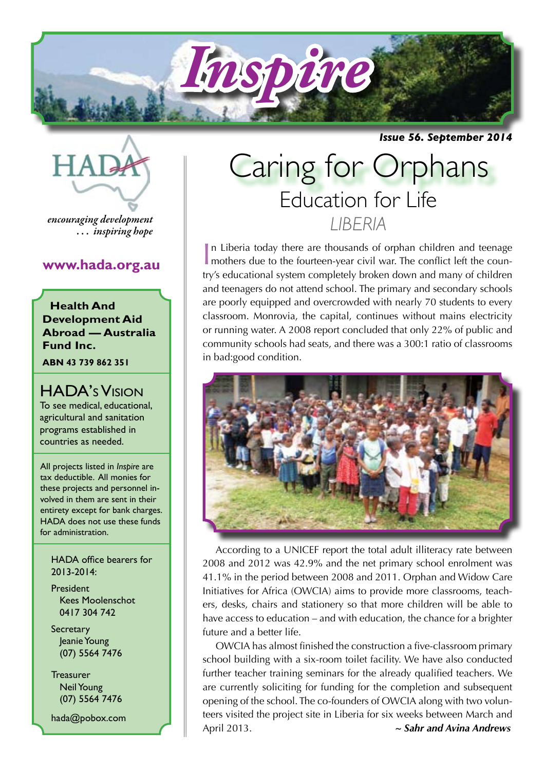# Inspire

*Issue 56. September 2014*

HADA

*encouraging development … inspiring hope*

**www.hada.org.au**

**Health And Development Aid Abroad — Australia Fund Inc.**

**ABN 43 739 862 351**

## HADA's Vision

To see medical, educational, agricultural and sanitation programs established in countries as needed.

All projects listed in *Inspire* are tax deductible. All monies for these projects and personnel involved in them are sent in their entirety except for bank charges. HADA does not use these funds for administration.

HADA office bearers for 2013-2014:

President
Kees Moolenschot
0417 304 742

Secretary
Jeanie Young
(07) 5564 7476

Treasurer
Neil Young
(07) 5564 7476

hada@pobox.com

# Caring for Orphans

## Education for Life

### LIBERIA

In Liberia today there are thousands of orphan children and teenage mothers due to the fourteen-year civil war. The conflict left the country's educational system completely broken down and many of children and teenagers do not attend school. The primary and secondary schools are poorly equipped and overcrowded with nearly 70 students to every classroom. Monrovia, the capital, continues without mains electricity or running water. A 2008 report concluded that only 22% of public and community schools had seats, and there was a 300:1 ratio of classrooms in bad:good condition.

According to a UNICEF report the total adult illiteracy rate between 2008 and 2012 was 42.9% and the net primary school enrolment was 41.1% in the period between 2008 and 2011. Orphan and Widow Care Initiatives for Africa (OWCIA) aims to provide more classrooms, teachers, desks, chairs and stationery so that more children will be able to have access to education – and with education, the chance for a brighter future and a better life.

OWCIA has almost finished the construction a five-classroom primary school building with a six-room toilet facility. We have also conducted further teacher training seminars for the already qualified teachers. We are currently soliciting for funding for the completion and subsequent opening of the school. The co-founders of OWCIA along with two volunteers visited the project site in Liberia for six weeks between March and April 2013.

*~ Sahr and Avina Andrews*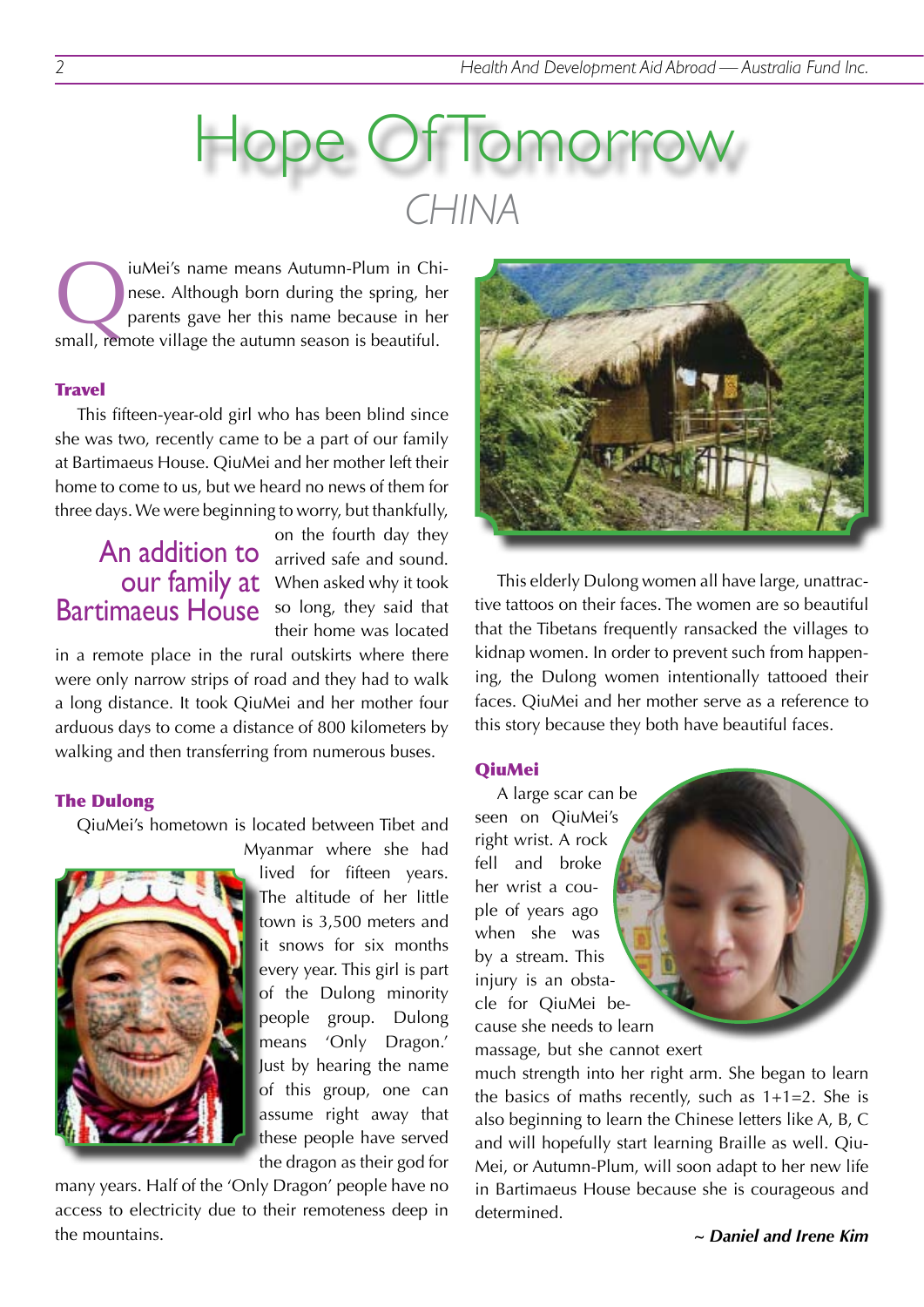# Hope Of Tomorrow

## CHINA

QiuMei's name means Autumn-Plum in Chinese. Although born during the spring, her parents gave her this name because in her small, remote village the autumn season is beautiful.

### Travel

This fifteen-year-old girl who has been blind since she was two, recently came to be a part of our family at Bartimaeus House. QiuMei and her mother left their home to come to us, but we heard no news of them for three days. We were beginning to worry, but thankfully, on the fourth day they arrived safe and sound. When asked why it took so long, they said that their home was located in a remote place in the rural outskirts where there were only narrow strips of road and they had to walk a long distance. It took QiuMei and her mother four arduous days to come a distance of 800 kilometers by walking and then transferring from numerous buses.

> An addition to our family at Bartimaeus House

### The Dulong

QiuMei's hometown is located between Tibet and Myanmar where she had lived for fifteen years. The altitude of her little town is 3,500 meters and it snows for six months every year. This girl is part of the Dulong minority people group. Dulong means 'Only Dragon.' Just by hearing the name of this group, one can assume right away that these people have served the dragon as their god for many years. Half of the 'Only Dragon' people have no access to electricity due to their remoteness deep in the mountains.

This elderly Dulong women all have large, unattractive tattoos on their faces. The women are so beautiful that the Tibetans frequently ransacked the villages to kidnap women. In order to prevent such from happening, the Dulong women intentionally tattooed their faces. QiuMei and her mother serve as a reference to this story because they both have beautiful faces.

### QiuMei

A large scar can be seen on QiuMei's right wrist. A rock fell and broke her wrist a couple of years ago when she was by a stream. This injury is an obstacle for QiuMei because she needs to learn massage, but she cannot exert much strength into her right arm. She began to learn the basics of maths recently, such as 1+1=2. She is also beginning to learn the Chinese letters like A, B, C and will hopefully start learning Braille as well. QiuMei, or Autumn-Plum, will soon adapt to her new life in Bartimaeus House because she is courageous and determined.

***~ Daniel and Irene Kim***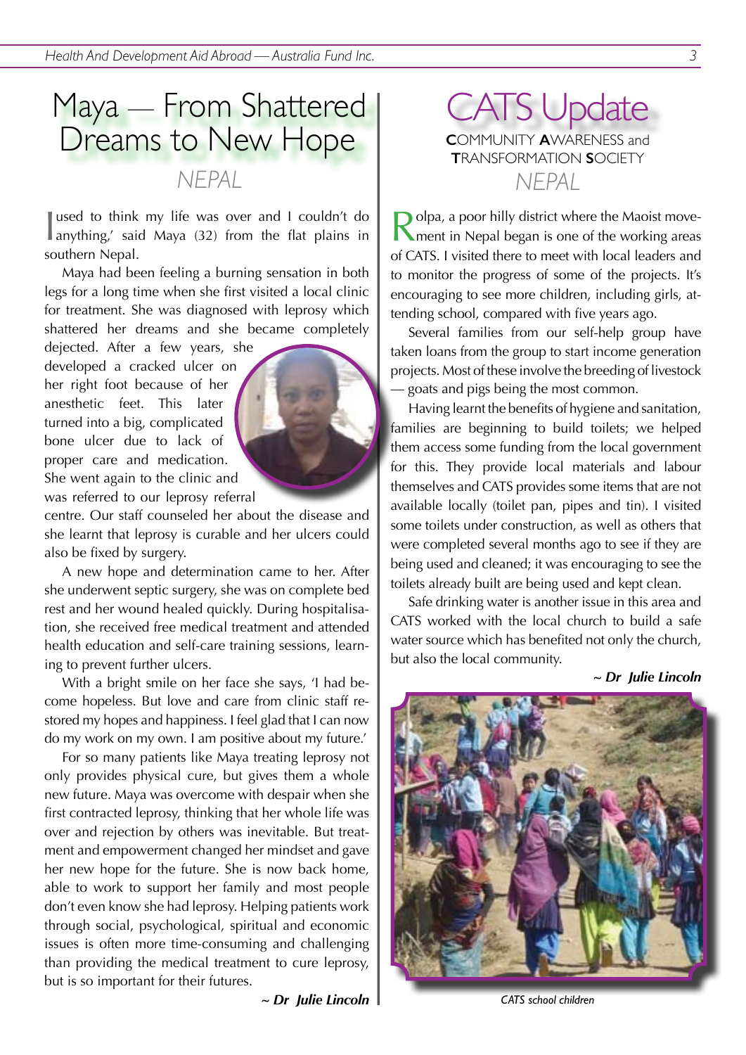# Maya — From Shattered Dreams to New Hope

## NEPAL

'I used to think my life was over and I couldn't do anything,' said Maya (32) from the flat plains in southern Nepal.

Maya had been feeling a burning sensation in both legs for a long time when she first visited a local clinic for treatment. She was diagnosed with leprosy which shattered her dreams and she became completely dejected. After a few years, she developed a cracked ulcer on her right foot because of her anesthetic feet. This later turned into a big, complicated bone ulcer due to lack of proper care and medication. She went again to the clinic and was referred to our leprosy referral centre. Our staff counseled her about the disease and she learnt that leprosy is curable and her ulcers could also be fixed by surgery.

A new hope and determination came to her. After she underwent septic surgery, she was on complete bed rest and her wound healed quickly. During hospitalisation, she received free medical treatment and attended health education and self-care training sessions, learning to prevent further ulcers.

With a bright smile on her face she says, 'I had become hopeless. But love and care from clinic staff restored my hopes and happiness. I feel glad that I can now do my work on my own. I am positive about my future.'

For so many patients like Maya treating leprosy not only provides physical cure, but gives them a whole new future. Maya was overcome with despair when she first contracted leprosy, thinking that her whole life was over and rejection by others was inevitable. But treatment and empowerment changed her mindset and gave her new hope for the future. She is now back home, able to work to support her family and most people don't even know she had leprosy. Helping patients work through social, psychological, spiritual and economic issues is often more time-consuming and challenging than providing the medical treatment to cure leprosy, but is so important for their futures.

***~ Dr Julie Lincoln***

# CATS Update

**C**OMMUNITY **A**WARENESS and **T**RANSFORMATION **S**OCIETY

## NEPAL

Rolpa, a poor hilly district where the Maoist movement in Nepal began is one of the working areas of CATS. I visited there to meet with local leaders and to monitor the progress of some of the projects. It's encouraging to see more children, including girls, attending school, compared with five years ago.

Several families from our self-help group have taken loans from the group to start income generation projects. Most of these involve the breeding of livestock — goats and pigs being the most common.

Having learnt the benefits of hygiene and sanitation, families are beginning to build toilets; we helped them access some funding from the local government for this. They provide local materials and labour themselves and CATS provides some items that are not available locally (toilet pan, pipes and tin). I visited some toilets under construction, as well as others that were completed several months ago to see if they are being used and cleaned; it was encouraging to see the toilets already built are being used and kept clean.

Safe drinking water is another issue in this area and CATS worked with the local church to build a safe water source which has benefited not only the church, but also the local community.

***~ Dr Julie Lincoln***

*CATS school children*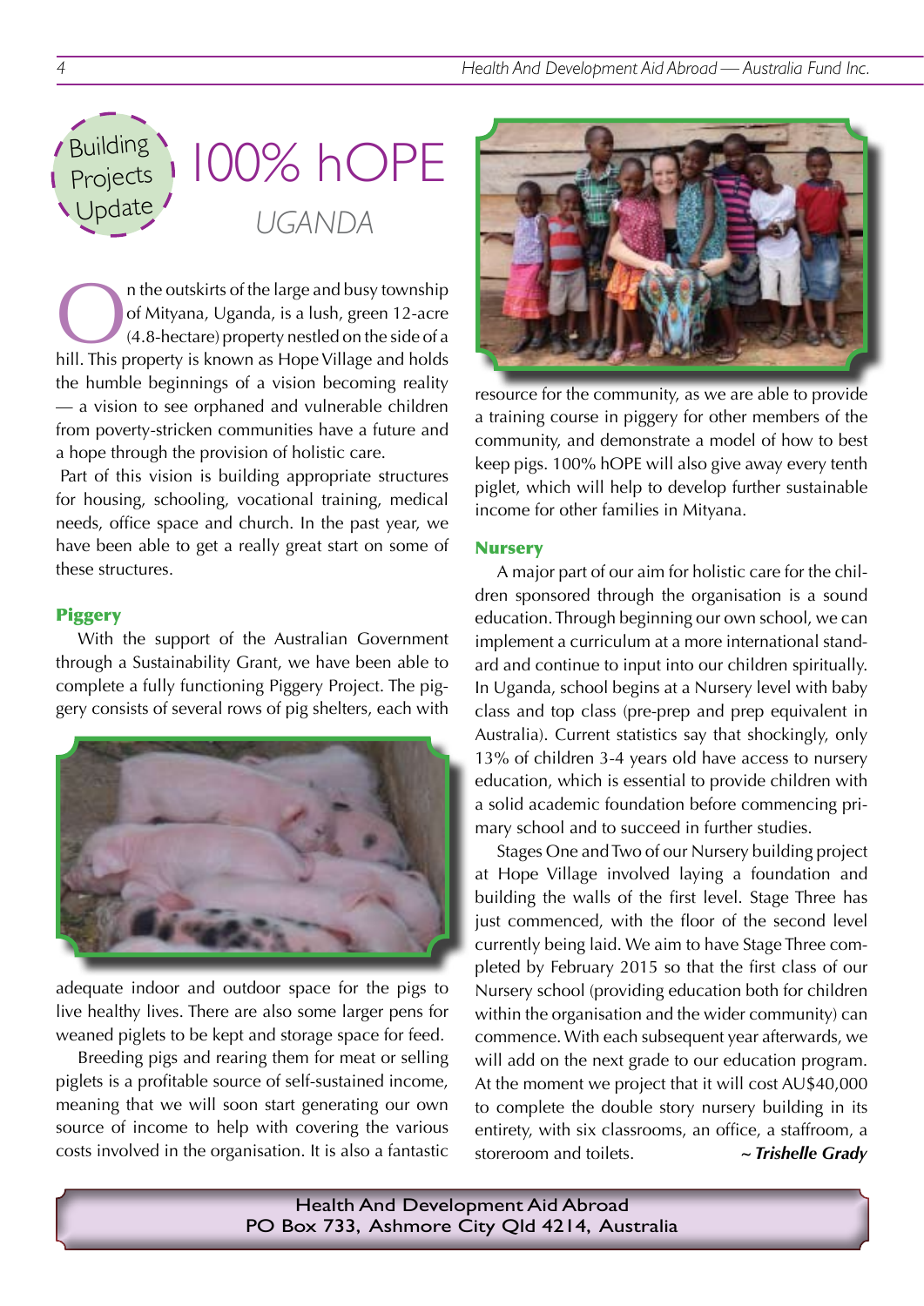Building Projects Update

# 100% hOPE

## UGANDA

On the outskirts of the large and busy township of Mityana, Uganda, is a lush, green 12-acre (4.8-hectare) property nestled on the side of a hill. This property is known as Hope Village and holds the humble beginnings of a vision becoming reality — a vision to see orphaned and vulnerable children from poverty-stricken communities have a future and a hope through the provision of holistic care.

Part of this vision is building appropriate structures for housing, schooling, vocational training, medical needs, office space and church. In the past year, we have been able to get a really great start on some of these structures.

### Piggery

With the support of the Australian Government through a Sustainability Grant, we have been able to complete a fully functioning Piggery Project. The piggery consists of several rows of pig shelters, each with adequate indoor and outdoor space for the pigs to live healthy lives. There are also some larger pens for weaned piglets to be kept and storage space for feed.

Breeding pigs and rearing them for meat or selling piglets is a profitable source of self-sustained income, meaning that we will soon start generating our own source of income to help with covering the various costs involved in the organisation. It is also a fantastic resource for the community, as we are able to provide a training course in piggery for other members of the community, and demonstrate a model of how to best keep pigs. 100% hOPE will also give away every tenth piglet, which will help to develop further sustainable income for other families in Mityana.

### Nursery

A major part of our aim for holistic care for the children sponsored through the organisation is a sound education. Through beginning our own school, we can implement a curriculum at a more international standard and continue to input into our children spiritually. In Uganda, school begins at a Nursery level with baby class and top class (pre-prep and prep equivalent in Australia). Current statistics say that shockingly, only 13% of children 3-4 years old have access to nursery education, which is essential to provide children with a solid academic foundation before commencing primary school and to succeed in further studies.

Stages One and Two of our Nursery building project at Hope Village involved laying a foundation and building the walls of the first level. Stage Three has just commenced, with the floor of the second level currently being laid. We aim to have Stage Three completed by February 2015 so that the first class of our Nursery school (providing education both for children within the organisation and the wider community) can commence. With each subsequent year afterwards, we will add on the next grade to our education program. At the moment we project that it will cost AU$40,000 to complete the double story nursery building in its entirety, with six classrooms, an office, a staffroom, a storeroom and toilets.

***~ Trishelle Grady***

Health And Development Aid Abroad
PO Box 733, Ashmore City Qld 4214, Australia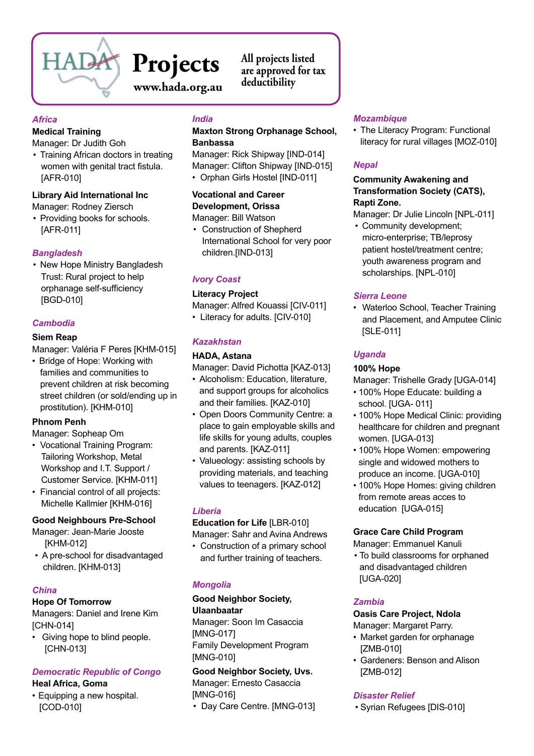# HADA Projects

www.hada.org.au

All projects listed are approved for tax deductibility

### *Africa*

**Medical Training**

Manager: Dr Judith Goh

- Training African doctors in treating women with genital tract fistula. [AFR-010]

**Library Aid International Inc**

Manager: Rodney Ziersch

- Providing books for schools. [AFR-011]

### *Bangladesh*

- New Hope Ministry Bangladesh Trust: Rural project to help orphanage self-sufficiency [BGD-010]

### *Cambodia*

**Siem Reap**

Manager: Valéria F Peres [KHM-015]

- Bridge of Hope: Working with families and communities to prevent children at risk becoming street children (or sold/ending up in prostitution). [KHM-010]

**Phnom Penh**

Manager: Sopheap Om

- Vocational Training Program: Tailoring Workshop, Metal Workshop and I.T. Support / Customer Service. [KHM-011]
- Financial control of all projects: Michelle Kallmier [KHM-016]

**Good Neighbours Pre-School**

Manager: Jean-Marie Jooste [KHM-012]

- A pre-school for disadvantaged children. [KHM-013]

### *China*

**Hope Of Tomorrow**

Managers: Daniel and Irene Kim [CHN-014]

- Giving hope to blind people. [CHN-013]

### *Democratic Republic of Congo*

**Heal Africa, Goma**

- Equipping a new hospital. [COD-010]

### *India*

**Maxton Strong Orphanage School, Banbassa**

Manager: Rick Shipway [IND-014]

Manager: Clifton Shipway [IND-015]

- Orphan Girls Hostel [IND-011]

**Vocational and Career Development, Orissa**

Manager: Bill Watson

- Construction of Shepherd International School for very poor children.[IND-013]

### *Ivory Coast*

**Literacy Project**

Manager: Alfred Kouassi [CIV-011]

- Literacy for adults. [CIV-010]

### *Kazakhstan*

**HADA, Astana**

Manager: David Pichotta [KAZ-013]

- Alcoholism: Education, literature, and support groups for alcoholics and their families. [KAZ-010]
- Open Doors Community Centre: a place to gain employable skills and life skills for young adults, couples and parents. [KAZ-011]
- Valueology: assisting schools by providing materials, and teaching values to teenagers. [KAZ-012]

### *Liberia*

**Education for Life** [LBR-010]

Manager: Sahr and Avina Andrews

- Construction of a primary school and further training of teachers.

### *Mongolia*

**Good Neighbor Society, Ulaanbaatar**

Manager: Soon Im Casaccia [MNG-017]

Family Development Program [MNG-010]

**Good Neighbor Society, Uvs.**

Manager: Ernesto Casaccia [MNG-016]

- Day Care Centre. [MNG-013]

### *Mozambique*

- The Literacy Program: Functional literacy for rural villages [MOZ-010]

### *Nepal*

**Community Awakening and Transformation Society (CATS), Rapti Zone.**

Manager: Dr Julie Lincoln [NPL-011]

- Community development; micro-enterprise; TB/leprosy patient hostel/treatment centre; youth awareness program and scholarships. [NPL-010]

### *Sierra Leone*

- Waterloo School, Teacher Training and Placement, and Amputee Clinic [SLE-011]

### *Uganda*

**100% Hope**

Manager: Trishelle Grady [UGA-014]

- 100% Hope Educate: building a school. [UGA- 011]
- 100% Hope Medical Clinic: providing healthcare for children and pregnant women. [UGA-013]
- 100% Hope Women: empowering single and widowed mothers to produce an income. [UGA-010]
- 100% Hope Homes: giving children from remote areas acces to education [UGA-015]

**Grace Care Child Program**

Manager: Emmanuel Kanuli

- To build classrooms for orphaned and disadvantaged children [UGA-020]

### *Zambia*

**Oasis Care Project, Ndola**

Manager: Margaret Parry.

- Market garden for orphanage [ZMB-010]
- Gardeners: Benson and Alison [ZMB-012]

### *Disaster Relief*

- Syrian Refugees [DIS-010]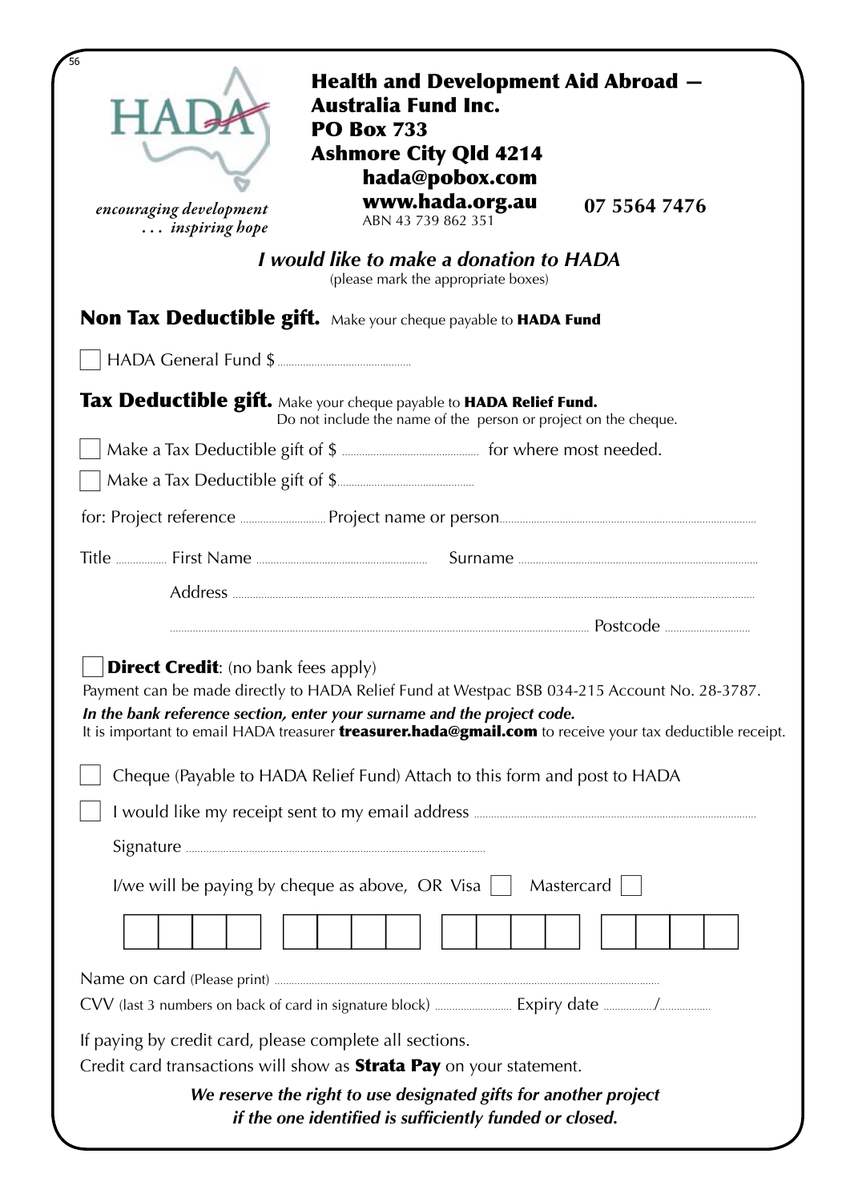HADA

*encouraging development ... inspiring hope*

**Health and Development Aid Abroad — Australia Fund Inc.**
**PO Box 733**
**Ashmore City Qld 4214**
**hada@pobox.com**
**www.hada.org.au** **07 5564 7476**
ABN 43 739 862 351

***I would like to make a donation to HADA***
(please mark the appropriate boxes)

## Non Tax Deductible gift. Make your cheque payable to **HADA Fund**

☐ HADA General Fund $ ..........

## Tax Deductible gift. Make your cheque payable to **HADA Relief Fund.**

Do not include the name of the person or project on the cheque.

☐ Make a Tax Deductible gift of $ .......... for where most needed.

☐ Make a Tax Deductible gift of $..........

for: Project reference .......... Project name or person..........

Title .......... First Name .......... Surname ..........

Address ..........

.......... Postcode ..........

☐ **Direct Credit**: (no bank fees apply)

Payment can be made directly to HADA Relief Fund at Westpac BSB 034-215 Account No. 28-3787.

***In the bank reference section, enter your surname and the project code.***

It is important to email HADA treasurer **treasurer.hada@gmail.com** to receive your tax deductible receipt.

☐ Cheque (Payable to HADA Relief Fund) Attach to this form and post to HADA

☐ I would like my receipt sent to my email address ..........

Signature ..........

I/we will be paying by cheque as above, OR Visa ☐ Mastercard ☐

☐☐☐☐ ☐☐☐☐ ☐☐☐☐ ☐☐☐☐

Name on card (Please print) ..........

CVV (last 3 numbers on back of card in signature block) .......... Expiry date ........../..........

If paying by credit card, please complete all sections.

Credit card transactions will show as **Strata Pay** on your statement.

***We reserve the right to use designated gifts for another project if the one identified is sufficiently funded or closed.***